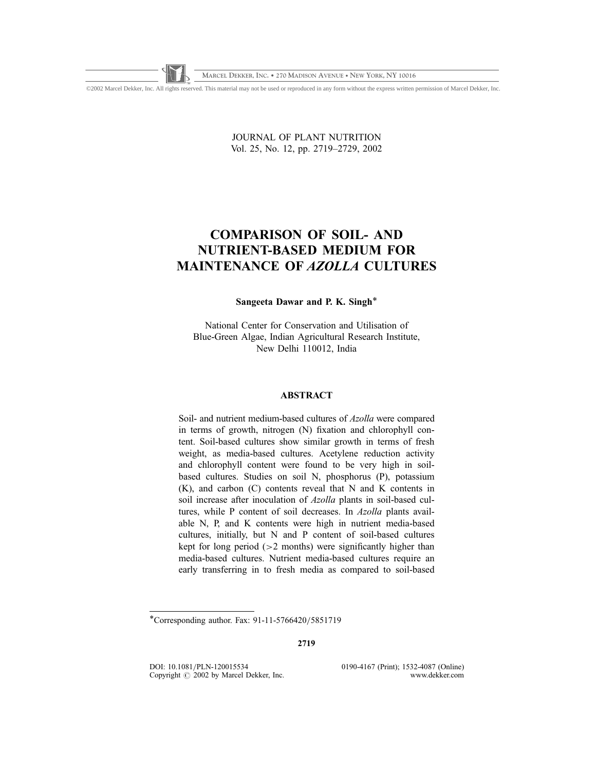# COMPARISON OF SOIL- AND NUTRIENT-BASED MEDIUM FOR MAINTENANCE OF *AZOLLA* CULTURES

**Sangeeta Dawar and P. K. Singh***

National Center for Conservation and Utilisation of Blue-Green Algae, Indian Agricultural Research Institute, New Delhi 110012, India

## ABSTRACT

Soil- and nutrient medium-based cultures of *Azolla* were compared in terms of growth, nitrogen (N) fixation and chlorophyll content. Soil-based cultures show similar growth in terms of fresh weight, as media-based cultures. Acetylene reduction activity and chlorophyll content were found to be very high in soil-based cultures. Studies on soil N, phosphorus (P), potassium (K), and carbon (C) contents reveal that N and K contents in soil increase after inoculation of *Azolla* plants in soil-based cultures, while P content of soil decreases. In *Azolla* plants available N, P, and K contents were high in nutrient media-based cultures, initially, but N and P content of soil-based cultures kept for long period (>2 months) were significantly higher than media-based cultures. Nutrient media-based cultures require an early transferring in to fresh media as compared to soil-based

*Corresponding author. Fax: 91-11-5766420/5851719

DOI: 10.1081/PLN-120015534 0190-4167 (Print); 1532-4087 (Online)
Copyright © 2002 by Marcel Dekker, Inc. www.dekker.com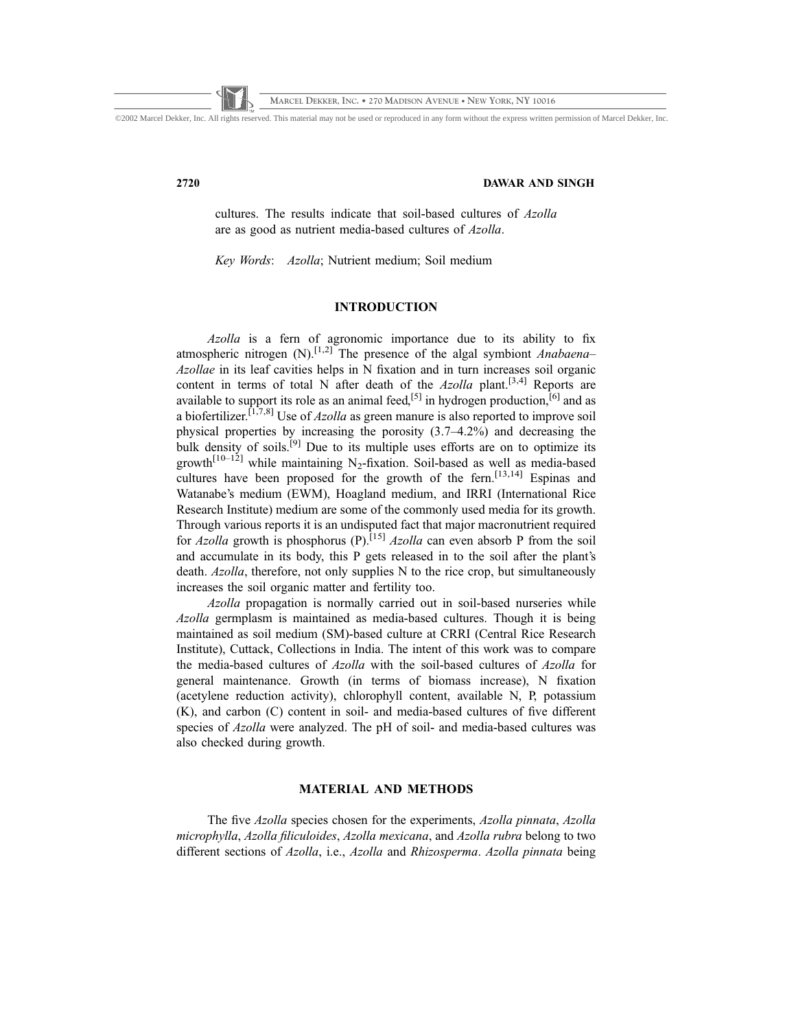cultures. The results indicate that soil-based cultures of *Azolla* are as good as nutrient media-based cultures of *Azolla*.

*Key Words*: *Azolla*; Nutrient medium; Soil medium

## INTRODUCTION

*Azolla* is a fern of agronomic importance due to its ability to fix atmospheric nitrogen (N).[1,2] The presence of the algal symbiont *Anabaena–Azollae* in its leaf cavities helps in N fixation and in turn increases soil organic content in terms of total N after death of the *Azolla* plant.[3,4] Reports are available to support its role as an animal feed,[5] in hydrogen production,[6] and as a biofertilizer.[1,7,8] Use of *Azolla* as green manure is also reported to improve soil physical properties by increasing the porosity (3.7–4.2%) and decreasing the bulk density of soils.[9] Due to its multiple uses efforts are on to optimize its growth[10–12] while maintaining $N_2$-fixation. Soil-based as well as media-based cultures have been proposed for the growth of the fern.[13,14] Espinas and Watanabe's medium (EWM), Hoagland medium, and IRRI (International Rice Research Institute) medium are some of the commonly used media for its growth. Through various reports it is an undisputed fact that major macronutrient required for *Azolla* growth is phosphorus (P).[15] *Azolla* can even absorb P from the soil and accumulate in its body, this P gets released in to the soil after the plant's death. *Azolla*, therefore, not only supplies N to the rice crop, but simultaneously increases the soil organic matter and fertility too.

*Azolla* propagation is normally carried out in soil-based nurseries while *Azolla* germplasm is maintained as media-based cultures. Though it is being maintained as soil medium (SM)-based culture at CRRI (Central Rice Research Institute), Cuttack, Collections in India. The intent of this work was to compare the media-based cultures of *Azolla* with the soil-based cultures of *Azolla* for general maintenance. Growth (in terms of biomass increase), N fixation (acetylene reduction activity), chlorophyll content, available N, P, potassium (K), and carbon (C) content in soil- and media-based cultures of five different species of *Azolla* were analyzed. The pH of soil- and media-based cultures was also checked during growth.

## MATERIAL AND METHODS

The five *Azolla* species chosen for the experiments, *Azolla pinnata*, *Azolla microphylla*, *Azolla filiculoides*, *Azolla mexicana*, and *Azolla rubra* belong to two different sections of *Azolla*, i.e., *Azolla* and *Rhizosperma*. *Azolla pinnata* being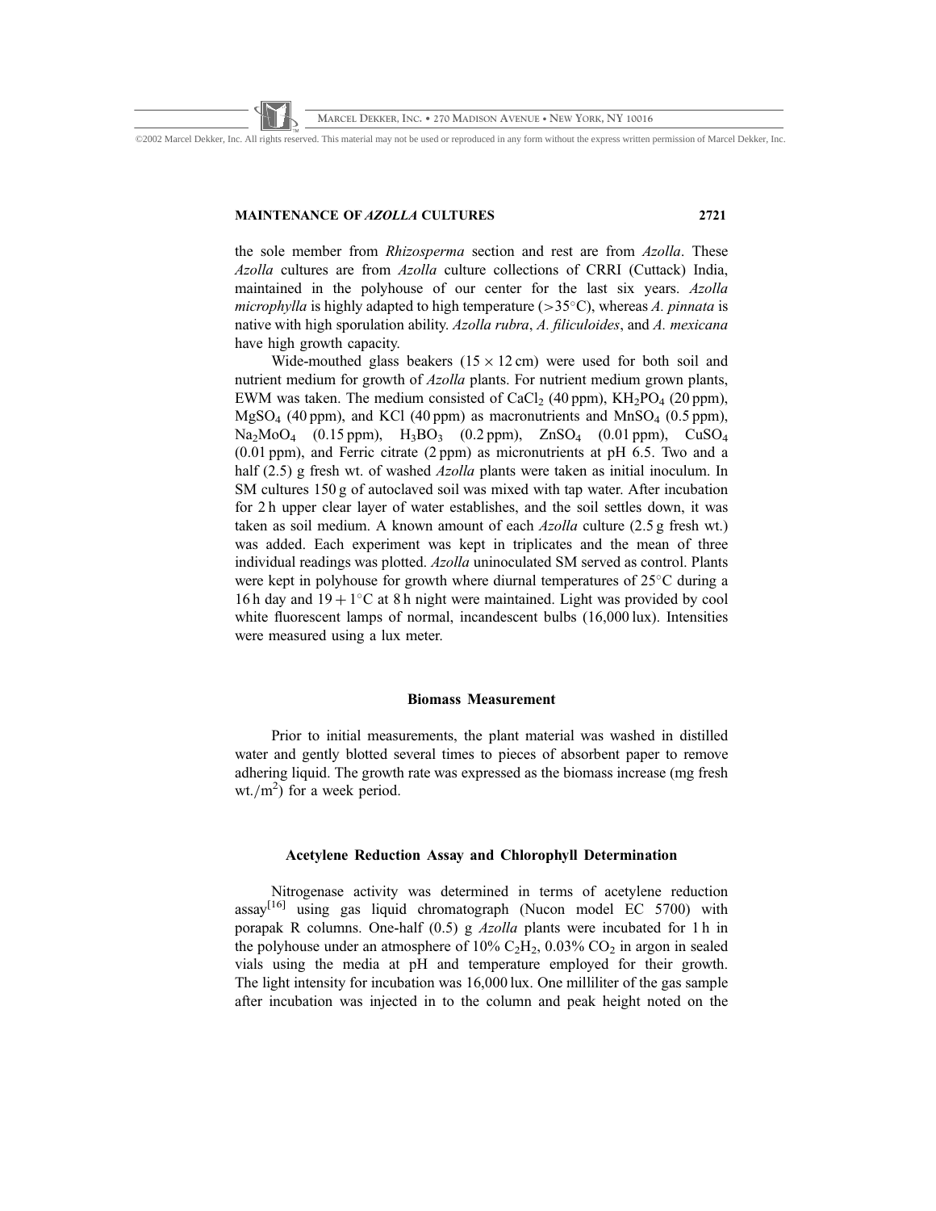the sole member from *Rhizosperma* section and rest are from *Azolla*. These *Azolla* cultures are from *Azolla* culture collections of CRRI (Cuttack) India, maintained in the polyhouse of our center for the last six years. *Azolla microphylla* is highly adapted to high temperature (>35°C), whereas *A. pinnata* is native with high sporulation ability. *Azolla rubra*, *A. filiculoides*, and *A. mexicana* have high growth capacity.

Wide-mouthed glass beakers (15 × 12 cm) were used for both soil and nutrient medium for growth of *Azolla* plants. For nutrient medium grown plants, EWM was taken. The medium consisted of $CaCl_2$ (40 ppm), $KH_2PO_4$ (20 ppm), $MgSO_4$ (40 ppm), and KCl (40 ppm) as macronutrients and $MnSO_4$ (0.5 ppm), $Na_2MoO_4$ (0.15 ppm), $H_3BO_3$ (0.2 ppm), $ZnSO_4$ (0.01 ppm), $CuSO_4$ (0.01 ppm), and Ferric citrate (2 ppm) as micronutrients at pH 6.5. Two and a half (2.5) g fresh wt. of washed *Azolla* plants were taken as initial inoculum. In SM cultures 150 g of autoclaved soil was mixed with tap water. After incubation for 2 h upper clear layer of water establishes, and the soil settles down, it was taken as soil medium. A known amount of each *Azolla* culture (2.5 g fresh wt.) was added. Each experiment was kept in triplicates and the mean of three individual readings was plotted. *Azolla* uninoculated SM served as control. Plants were kept in polyhouse for growth where diurnal temperatures of 25°C during a 16 h day and 19 + 1°C at 8 h night were maintained. Light was provided by cool white fluorescent lamps of normal, incandescent bulbs (16,000 lux). Intensities were measured using a lux meter.

### Biomass Measurement

Prior to initial measurements, the plant material was washed in distilled water and gently blotted several times to pieces of absorbent paper to remove adhering liquid. The growth rate was expressed as the biomass increase (mg fresh wt./$m^2$) for a week period.

### Acetylene Reduction Assay and Chlorophyll Determination

Nitrogenase activity was determined in terms of acetylene reduction assay[16] using gas liquid chromatograph (Nucon model EC 5700) with porapak R columns. One-half (0.5) g *Azolla* plants were incubated for 1 h in the polyhouse under an atmosphere of 10% $C_2H_2$, 0.03% $CO_2$ in argon in sealed vials using the media at pH and temperature employed for their growth. The light intensity for incubation was 16,000 lux. One milliliter of the gas sample after incubation was injected in to the column and peak height noted on the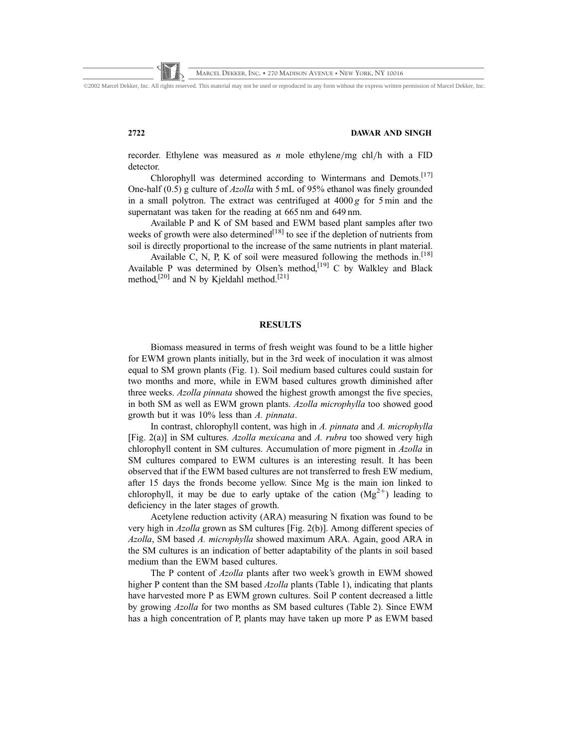recorder. Ethylene was measured as *n* mole ethylene/mg chl/h with a FID detector.

Chlorophyll was determined according to Wintermans and Demots.[17] One-half (0.5) g culture of *Azolla* with 5 mL of 95% ethanol was finely grounded in a small polytron. The extract was centrifuged at 4000 *g* for 5 min and the supernatant was taken for the reading at 665 nm and 649 nm.

Available P and K of SM based and EWM based plant samples after two weeks of growth were also determined[18] to see if the depletion of nutrients from soil is directly proportional to the increase of the same nutrients in plant material.

Available C, N, P, K of soil were measured following the methods in.[18] Available P was determined by Olsen's method,[19] C by Walkley and Black method,[20] and N by Kjeldahl method.[21]

## RESULTS

Biomass measured in terms of fresh weight was found to be a little higher for EWM grown plants initially, but in the 3rd week of inoculation it was almost equal to SM grown plants (Fig. 1). Soil medium based cultures could sustain for two months and more, while in EWM based cultures growth diminished after three weeks. *Azolla pinnata* showed the highest growth amongst the five species, in both SM as well as EWM grown plants. *Azolla microphylla* too showed good growth but it was 10% less than *A. pinnata*.

In contrast, chlorophyll content, was high in *A. pinnata* and *A. microphylla* [Fig. 2(a)] in SM cultures. *Azolla mexicana* and *A. rubra* too showed very high chlorophyll content in SM cultures. Accumulation of more pigment in *Azolla* in SM cultures compared to EWM cultures is an interesting result. It has been observed that if the EWM based cultures are not transferred to fresh EW medium, after 15 days the fronds become yellow. Since Mg is the main ion linked to chlorophyll, it may be due to early uptake of the cation ($Mg^{2+}$) leading to deficiency in the later stages of growth.

Acetylene reduction activity (ARA) measuring N fixation was found to be very high in *Azolla* grown as SM cultures [Fig. 2(b)]. Among different species of *Azolla*, SM based *A. microphylla* showed maximum ARA. Again, good ARA in the SM cultures is an indication of better adaptability of the plants in soil based medium than the EWM based cultures.

The P content of *Azolla* plants after two week's growth in EWM showed higher P content than the SM based *Azolla* plants (Table 1), indicating that plants have harvested more P as EWM grown cultures. Soil P content decreased a little by growing *Azolla* for two months as SM based cultures (Table 2). Since EWM has a high concentration of P, plants may have taken up more P as EWM based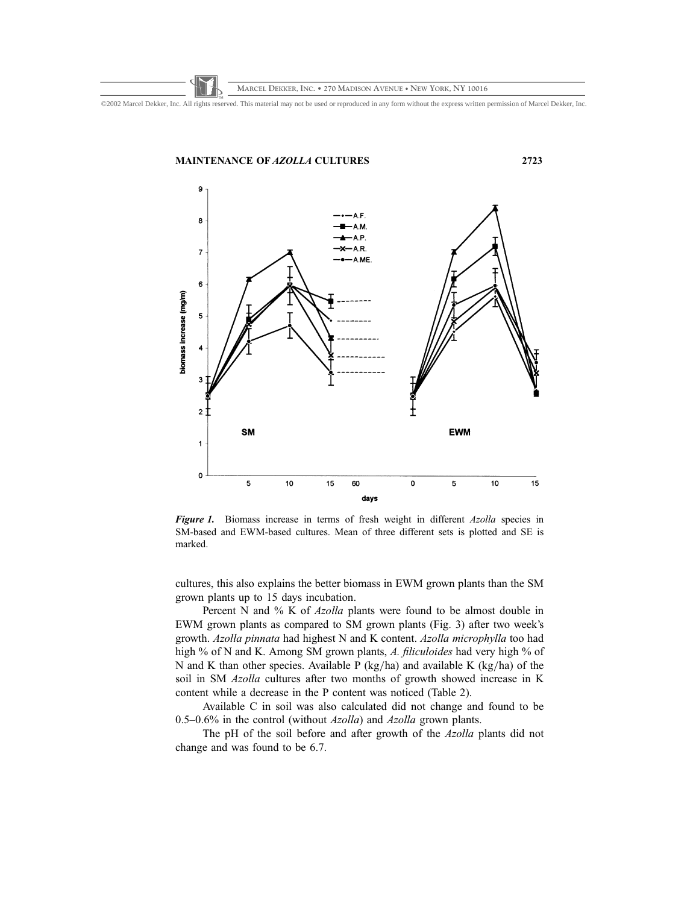*Figure 1.* Biomass increase in terms of fresh weight in different *Azolla* species in SM-based and EWM-based cultures. Mean of three different sets is plotted and SE is marked.

cultures, this also explains the better biomass in EWM grown plants than the SM grown plants up to 15 days incubation.

Percent N and % K of *Azolla* plants were found to be almost double in EWM grown plants as compared to SM grown plants (Fig. 3) after two week's growth. *Azolla pinnata* had highest N and K content. *Azolla microphylla* too had high % of N and K. Among SM grown plants, *A. filiculoides* had very high % of N and K than other species. Available P (kg/ha) and available K (kg/ha) of the soil in SM *Azolla* cultures after two months of growth showed increase in K content while a decrease in the P content was noticed (Table 2).

Available C in soil was also calculated did not change and found to be 0.5–0.6% in the control (without *Azolla*) and *Azolla* grown plants.

The pH of the soil before and after growth of the *Azolla* plants did not change and was found to be 6.7.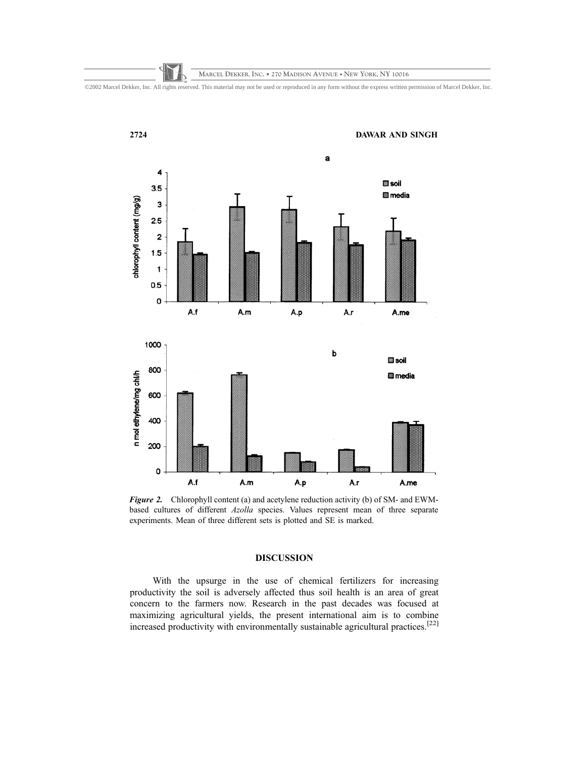*Figure 2.* Chlorophyll content (a) and acetylene reduction activity (b) of SM- and EWM-based cultures of different *Azolla* species. Values represent mean of three separate experiments. Mean of three different sets is plotted and SE is marked.

## DISCUSSION

With the upsurge in the use of chemical fertilizers for increasing productivity the soil is adversely affected thus soil health is an area of great concern to the farmers now. Research in the past decades was focused at maximizing agricultural yields, the present international aim is to combine increased productivity with environmentally sustainable agricultural practices.[22]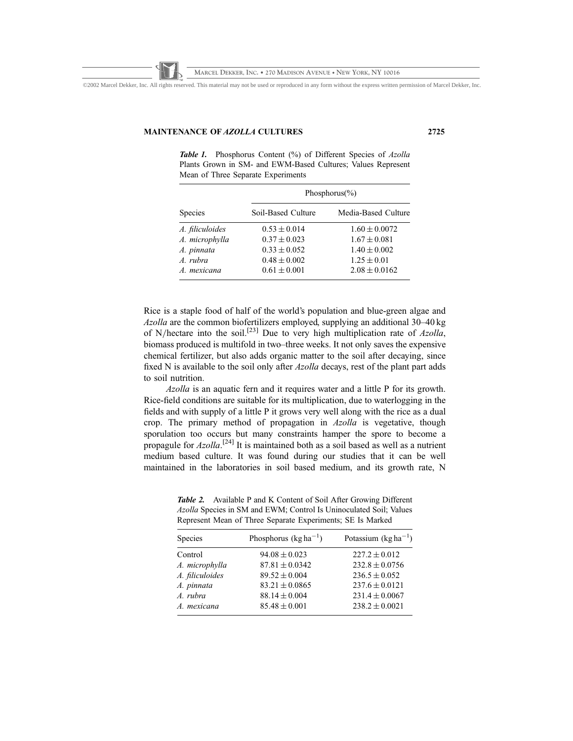***Table 1.*** Phosphorus Content (%) of Different Species of *Azolla* Plants Grown in SM- and EWM-Based Cultures; Values Represent Mean of Three Separate Experiments

| | Phosphorus(%) | |
|---|---|---|
| Species | Soil-Based Culture | Media-Based Culture |
| *A. filiculoides* | $0.53 \pm 0.014$ | $1.60 \pm 0.0072$ |
| *A. microphylla* | $0.37 \pm 0.023$ | $1.67 \pm 0.081$ |
| *A. pinnata* | $0.33 \pm 0.052$ | $1.40 \pm 0.002$ |
| *A. rubra* | $0.48 \pm 0.002$ | $1.25 \pm 0.01$ |
| *A. mexicana* | $0.61 \pm 0.001$ | $2.08 \pm 0.0162$ |

Rice is a staple food of half of the world's population and blue-green algae and *Azolla* are the common biofertilizers employed, supplying an additional 30–40 kg of N/hectare into the soil.[23] Due to very high multiplication rate of *Azolla*, biomass produced is multifold in two–three weeks. It not only saves the expensive chemical fertilizer, but also adds organic matter to the soil after decaying, since fixed N is available to the soil only after *Azolla* decays, rest of the plant part adds to soil nutrition.

*Azolla* is an aquatic fern and it requires water and a little P for its growth. Rice-field conditions are suitable for its multiplication, due to waterlogging in the fields and with supply of a little P it grows very well along with the rice as a dual crop. The primary method of propagation in *Azolla* is vegetative, though sporulation too occurs but many constraints hamper the spore to become a propagule for *Azolla*.[24] It is maintained both as a soil based as well as a nutrient medium based culture. It was found during our studies that it can be well maintained in the laboratories in soil based medium, and its growth rate, N

***Table 2.*** Available P and K Content of Soil After Growing Different *Azolla* Species in SM and EWM; Control Is Uninoculated Soil; Values Represent Mean of Three Separate Experiments; SE Is Marked

| Species | Phosphorus ($\text{kg ha}^{-1}$) | Potassium ($\text{kg ha}^{-1}$) |
|---|---|---|
| Control | $94.08 \pm 0.023$ | $227.2 \pm 0.012$ |
| *A. microphylla* | $87.81 \pm 0.0342$ | $232.8 \pm 0.0756$ |
| *A. filiculoides* | $89.52 \pm 0.004$ | $236.5 \pm 0.052$ |
| *A. pinnata* | $83.21 \pm 0.0865$ | $237.6 \pm 0.0121$ |
| *A. rubra* | $88.14 \pm 0.004$ | $231.4 \pm 0.0067$ |
| *A. mexicana* | $85.48 \pm 0.001$ | $238.2 \pm 0.0021$ |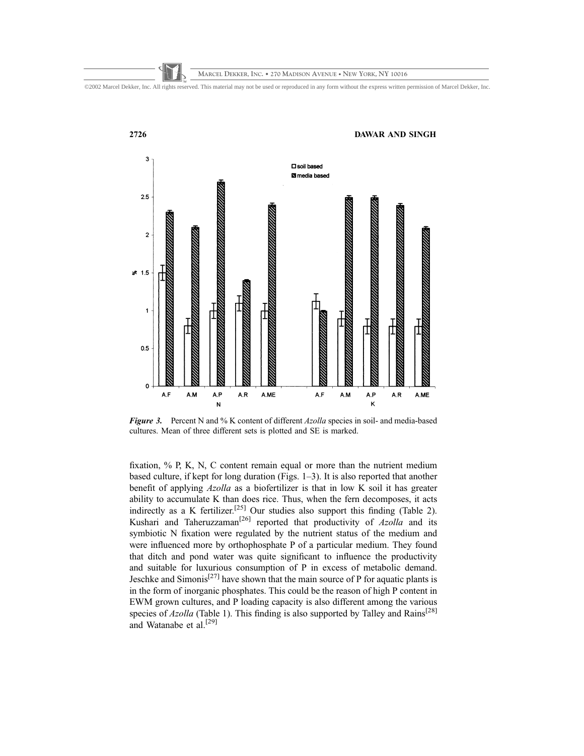*Figure 3.* Percent N and % K content of different *Azolla* species in soil- and media-based cultures. Mean of three different sets is plotted and SE is marked.

fixation, % P, K, N, C content remain equal or more than the nutrient medium based culture, if kept for long duration (Figs. 1–3). It is also reported that another benefit of applying *Azolla* as a biofertilizer is that in low K soil it has greater ability to accumulate K than does rice. Thus, when the fern decomposes, it acts indirectly as a K fertilizer.[25] Our studies also support this finding (Table 2). Kushari and Taheruzzaman[26] reported that productivity of *Azolla* and its symbiotic N fixation were regulated by the nutrient status of the medium and were influenced more by orthophosphate P of a particular medium. They found that ditch and pond water was quite significant to influence the productivity and suitable for luxurious consumption of P in excess of metabolic demand. Jeschke and Simonis[27] have shown that the main source of P for aquatic plants is in the form of inorganic phosphates. This could be the reason of high P content in EWM grown cultures, and P loading capacity is also different among the various species of *Azolla* (Table 1). This finding is also supported by Talley and Rains[28] and Watanabe et al.[29]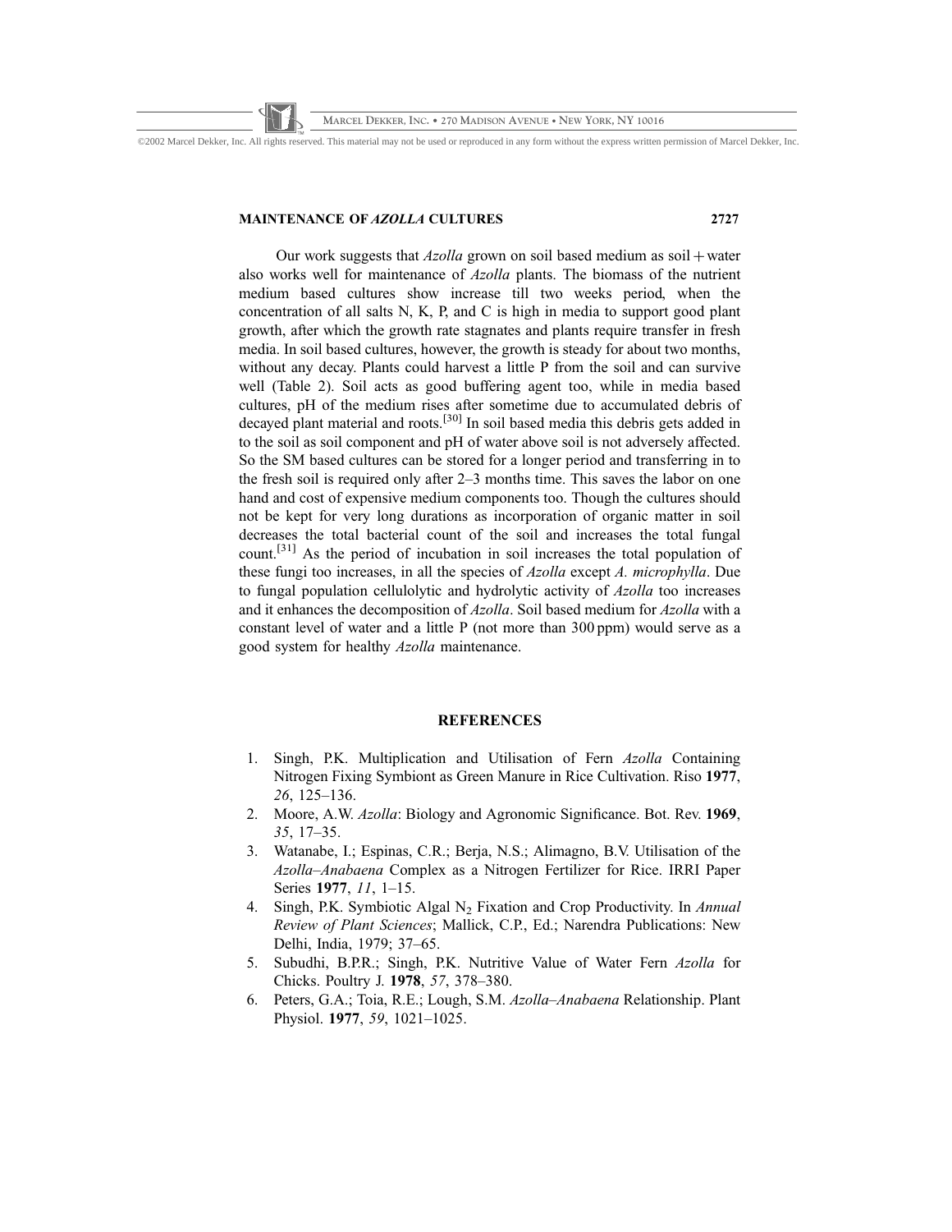Our work suggests that *Azolla* grown on soil based medium as soil + water also works well for maintenance of *Azolla* plants. The biomass of the nutrient medium based cultures show increase till two weeks period, when the concentration of all salts N, K, P, and C is high in media to support good plant growth, after which the growth rate stagnates and plants require transfer in fresh media. In soil based cultures, however, the growth is steady for about two months, without any decay. Plants could harvest a little P from the soil and can survive well (Table 2). Soil acts as good buffering agent too, while in media based cultures, pH of the medium rises after sometime due to accumulated debris of decayed plant material and roots.[30] In soil based media this debris gets added in to the soil as soil component and pH of water above soil is not adversely affected. So the SM based cultures can be stored for a longer period and transferring in to the fresh soil is required only after 2–3 months time. This saves the labor on one hand and cost of expensive medium components too. Though the cultures should not be kept for very long durations as incorporation of organic matter in soil decreases the total bacterial count of the soil and increases the total fungal count.[31] As the period of incubation in soil increases the total population of these fungi too increases, in all the species of *Azolla* except *A. microphylla*. Due to fungal population cellulolytic and hydrolytic activity of *Azolla* too increases and it enhances the decomposition of *Azolla*. Soil based medium for *Azolla* with a constant level of water and a little P (not more than 300 ppm) would serve as a good system for healthy *Azolla* maintenance.

## REFERENCES

1. Singh, P.K. Multiplication and Utilisation of Fern *Azolla* Containing Nitrogen Fixing Symbiont as Green Manure in Rice Cultivation. Riso **1977**, *26*, 125–136.
2. Moore, A.W. *Azolla*: Biology and Agronomic Significance. Bot. Rev. **1969**, *35*, 17–35.
3. Watanabe, I.; Espinas, C.R.; Berja, N.S.; Alimagno, B.V. Utilisation of the *Azolla–Anabaena* Complex as a Nitrogen Fertilizer for Rice. IRRI Paper Series **1977**, *11*, 1–15.
4. Singh, P.K. Symbiotic Algal $N_2$ Fixation and Crop Productivity. In *Annual Review of Plant Sciences*; Mallick, C.P., Ed.; Narendra Publications: New Delhi, India, 1979; 37–65.
5. Subudhi, B.P.R.; Singh, P.K. Nutritive Value of Water Fern *Azolla* for Chicks. Poultry J. **1978**, *57*, 378–380.
6. Peters, G.A.; Toia, R.E.; Lough, S.M. *Azolla–Anabaena* Relationship. Plant Physiol. **1977**, *59*, 1021–1025.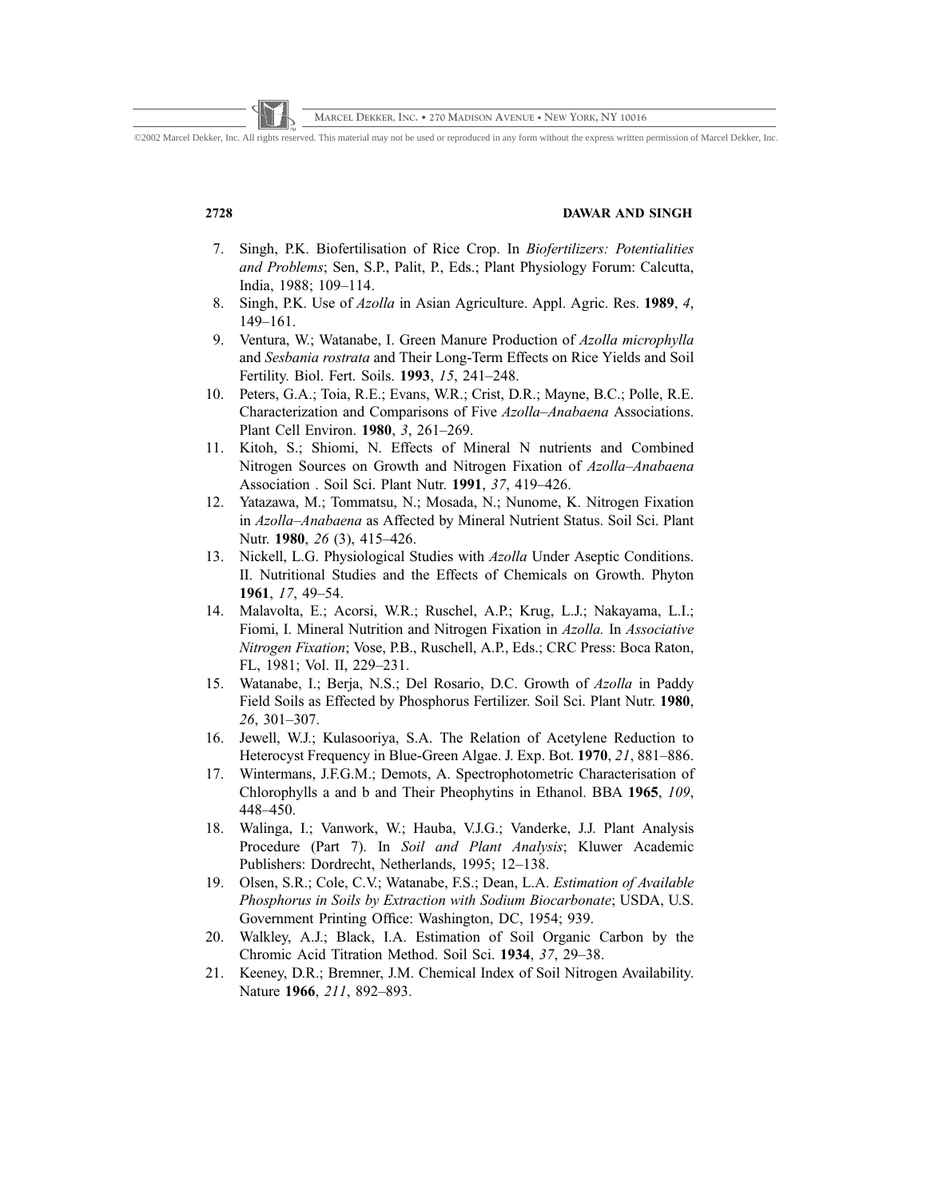7. Singh, P.K. Biofertilisation of Rice Crop. In *Biofertilizers: Potentialities and Problems*; Sen, S.P., Palit, P., Eds.; Plant Physiology Forum: Calcutta, India, 1988; 109–114.
8. Singh, P.K. Use of *Azolla* in Asian Agriculture. Appl. Agric. Res. **1989**, *4*, 149–161.
9. Ventura, W.; Watanabe, I. Green Manure Production of *Azolla microphylla* and *Sesbania rostrata* and Their Long-Term Effects on Rice Yields and Soil Fertility. Biol. Fert. Soils. **1993**, *15*, 241–248.
10. Peters, G.A.; Toia, R.E.; Evans, W.R.; Crist, D.R.; Mayne, B.C.; Polle, R.E. Characterization and Comparisons of Five *Azolla–Anabaena* Associations. Plant Cell Environ. **1980**, *3*, 261–269.
11. Kitoh, S.; Shiomi, N. Effects of Mineral N nutrients and Combined Nitrogen Sources on Growth and Nitrogen Fixation of *Azolla–Anabaena* Association . Soil Sci. Plant Nutr. **1991**, *37*, 419–426.
12. Yatazawa, M.; Tommatsu, N.; Mosada, N.; Nunome, K. Nitrogen Fixation in *Azolla–Anabaena* as Affected by Mineral Nutrient Status. Soil Sci. Plant Nutr. **1980**, *26* (3), 415–426.
13. Nickell, L.G. Physiological Studies with *Azolla* Under Aseptic Conditions. II. Nutritional Studies and the Effects of Chemicals on Growth. Phyton **1961**, *17*, 49–54.
14. Malavolta, E.; Acorsi, W.R.; Ruschel, A.P.; Krug, L.J.; Nakayama, L.I.; Fiomi, I. Mineral Nutrition and Nitrogen Fixation in *Azolla.* In *Associative Nitrogen Fixation*; Vose, P.B., Ruschell, A.P., Eds.; CRC Press: Boca Raton, FL, 1981; Vol. II, 229–231.
15. Watanabe, I.; Berja, N.S.; Del Rosario, D.C. Growth of *Azolla* in Paddy Field Soils as Effected by Phosphorus Fertilizer. Soil Sci. Plant Nutr. **1980**, *26*, 301–307.
16. Jewell, W.J.; Kulasooriya, S.A. The Relation of Acetylene Reduction to Heterocyst Frequency in Blue-Green Algae. J. Exp. Bot. **1970**, *21*, 881–886.
17. Wintermans, J.F.G.M.; Demots, A. Spectrophotometric Characterisation of Chlorophylls a and b and Their Pheophytins in Ethanol. BBA **1965**, *109*, 448–450.
18. Walinga, I.; Vanwork, W.; Hauba, V.J.G.; Vanderke, J.J. Plant Analysis Procedure (Part 7). In *Soil and Plant Analysis*; Kluwer Academic Publishers: Dordrecht, Netherlands, 1995; 12–138.
19. Olsen, S.R.; Cole, C.V.; Watanabe, F.S.; Dean, L.A. *Estimation of Available Phosphorus in Soils by Extraction with Sodium Biocarbonate*; USDA, U.S. Government Printing Office: Washington, DC, 1954; 939.
20. Walkley, A.J.; Black, I.A. Estimation of Soil Organic Carbon by the Chromic Acid Titration Method. Soil Sci. **1934**, *37*, 29–38.
21. Keeney, D.R.; Bremner, J.M. Chemical Index of Soil Nitrogen Availability. Nature **1966**, *211*, 892–893.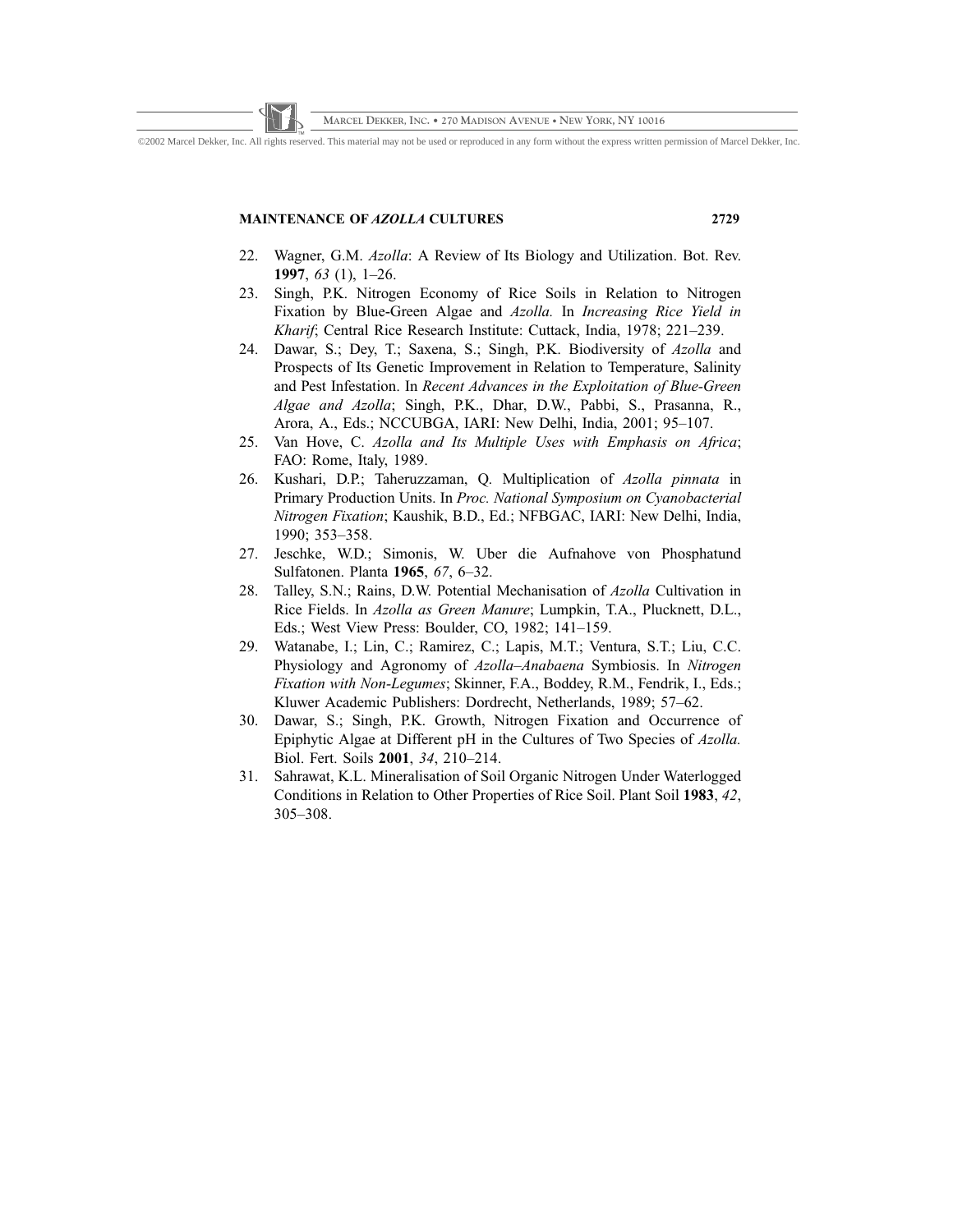22. Wagner, G.M. *Azolla*: A Review of Its Biology and Utilization. Bot. Rev. **1997**, *63* (1), 1–26.
23. Singh, P.K. Nitrogen Economy of Rice Soils in Relation to Nitrogen Fixation by Blue-Green Algae and *Azolla.* In *Increasing Rice Yield in Kharif*; Central Rice Research Institute: Cuttack, India, 1978; 221–239.
24. Dawar, S.; Dey, T.; Saxena, S.; Singh, P.K. Biodiversity of *Azolla* and Prospects of Its Genetic Improvement in Relation to Temperature, Salinity and Pest Infestation. In *Recent Advances in the Exploitation of Blue-Green Algae and Azolla*; Singh, P.K., Dhar, D.W., Pabbi, S., Prasanna, R., Arora, A., Eds.; NCCUBGA, IARI: New Delhi, India, 2001; 95–107.
25. Van Hove, C. *Azolla and Its Multiple Uses with Emphasis on Africa*; FAO: Rome, Italy, 1989.
26. Kushari, D.P.; Taheruzzaman, Q. Multiplication of *Azolla pinnata* in Primary Production Units. In *Proc. National Symposium on Cyanobacterial Nitrogen Fixation*; Kaushik, B.D., Ed.; NFBGAC, IARI: New Delhi, India, 1990; 353–358.
27. Jeschke, W.D.; Simonis, W. Uber die Aufnahove von Phosphatund Sulfatonen. Planta **1965**, *67*, 6–32.
28. Talley, S.N.; Rains, D.W. Potential Mechanisation of *Azolla* Cultivation in Rice Fields. In *Azolla as Green Manure*; Lumpkin, T.A., Plucknett, D.L., Eds.; West View Press: Boulder, CO, 1982; 141–159.
29. Watanabe, I.; Lin, C.; Ramirez, C.; Lapis, M.T.; Ventura, S.T.; Liu, C.C. Physiology and Agronomy of *Azolla–Anabaena* Symbiosis. In *Nitrogen Fixation with Non-Legumes*; Skinner, F.A., Boddey, R.M., Fendrik, I., Eds.; Kluwer Academic Publishers: Dordrecht, Netherlands, 1989; 57–62.
30. Dawar, S.; Singh, P.K. Growth, Nitrogen Fixation and Occurrence of Epiphytic Algae at Different pH in the Cultures of Two Species of *Azolla.* Biol. Fert. Soils **2001**, *34*, 210–214.
31. Sahrawat, K.L. Mineralisation of Soil Organic Nitrogen Under Waterlogged Conditions in Relation to Other Properties of Rice Soil. Plant Soil **1983**, *42*, 305–308.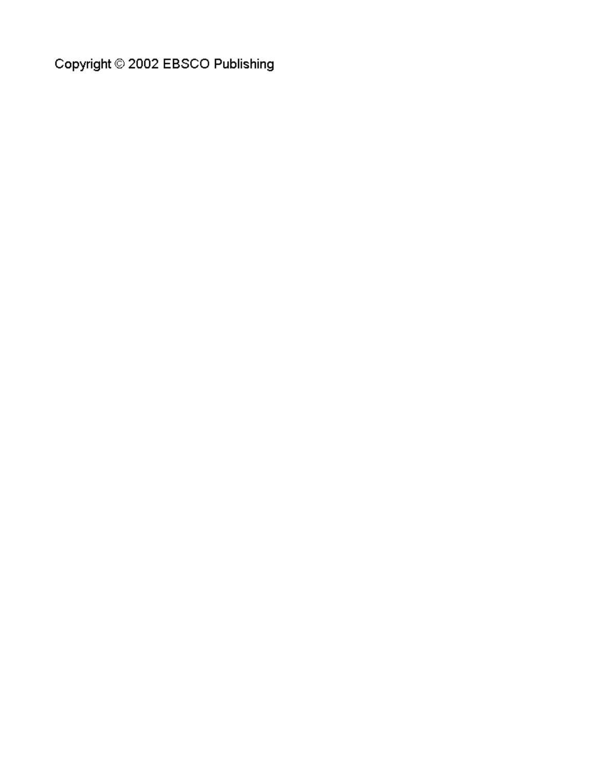Copyright © 2002 EBSCO Publishing